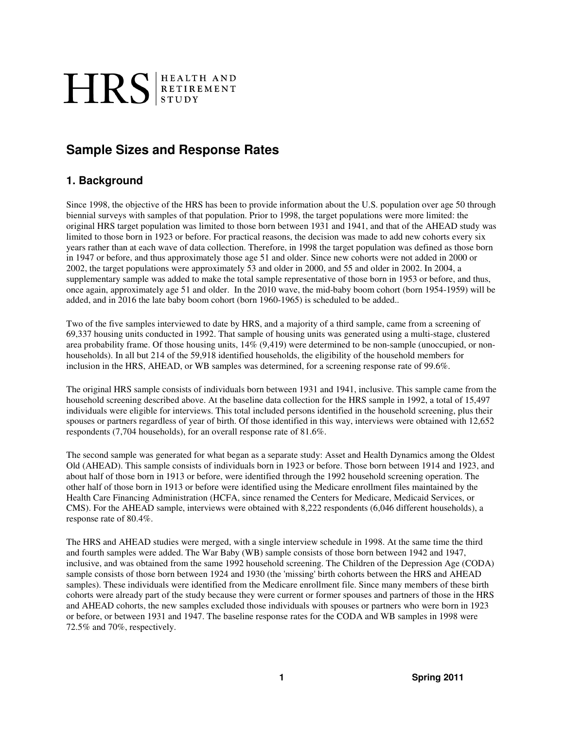HRS | HEALTH AND RETIREMENT STUDY

# Sample Sizes and Response Rates

## 1. Background

Since 1998, the objective of the HRS has been to provide information about the U.S. population over age 50 through biennial surveys with samples of that population. Prior to 1998, the target populations were more limited: the original HRS target population was limited to those born between 1931 and 1941, and that of the AHEAD study was limited to those born in 1923 or before. For practical reasons, the decision was made to add new cohorts every six years rather than at each wave of data collection. Therefore, in 1998 the target population was defined as those born in 1947 or before, and thus approximately those age 51 and older. Since new cohorts were not added in 2000 or 2002, the target populations were approximately 53 and older in 2000, and 55 and older in 2002. In 2004, a supplementary sample was added to make the total sample representative of those born in 1953 or before, and thus, once again, approximately age 51 and older. In the 2010 wave, the mid-baby boom cohort (born 1954-1959) will be added, and in 2016 the late baby boom cohort (born 1960-1965) is scheduled to be added..

Two of the five samples interviewed to date by HRS, and a majority of a third sample, came from a screening of 69,337 housing units conducted in 1992. That sample of housing units was generated using a multi-stage, clustered area probability frame. Of those housing units, 14% (9,419) were determined to be non-sample (unoccupied, or non-households). In all but 214 of the 59,918 identified households, the eligibility of the household members for inclusion in the HRS, AHEAD, or WB samples was determined, for a screening response rate of 99.6%.

The original HRS sample consists of individuals born between 1931 and 1941, inclusive. This sample came from the household screening described above. At the baseline data collection for the HRS sample in 1992, a total of 15,497 individuals were eligible for interviews. This total included persons identified in the household screening, plus their spouses or partners regardless of year of birth. Of those identified in this way, interviews were obtained with 12,652 respondents (7,704 households), for an overall response rate of 81.6%.

The second sample was generated for what began as a separate study: Asset and Health Dynamics among the Oldest Old (AHEAD). This sample consists of individuals born in 1923 or before. Those born between 1914 and 1923, and about half of those born in 1913 or before, were identified through the 1992 household screening operation. The other half of those born in 1913 or before were identified using the Medicare enrollment files maintained by the Health Care Financing Administration (HCFA, since renamed the Centers for Medicare, Medicaid Services, or CMS). For the AHEAD sample, interviews were obtained with 8,222 respondents (6,046 different households), a response rate of 80.4%.

The HRS and AHEAD studies were merged, with a single interview schedule in 1998. At the same time the third and fourth samples were added. The War Baby (WB) sample consists of those born between 1942 and 1947, inclusive, and was obtained from the same 1992 household screening. The Children of the Depression Age (CODA) sample consists of those born between 1924 and 1930 (the 'missing' birth cohorts between the HRS and AHEAD samples). These individuals were identified from the Medicare enrollment file. Since many members of these birth cohorts were already part of the study because they were current or former spouses and partners of those in the HRS and AHEAD cohorts, the new samples excluded those individuals with spouses or partners who were born in 1923 or before, or between 1931 and 1947. The baseline response rates for the CODA and WB samples in 1998 were 72.5% and 70%, respectively.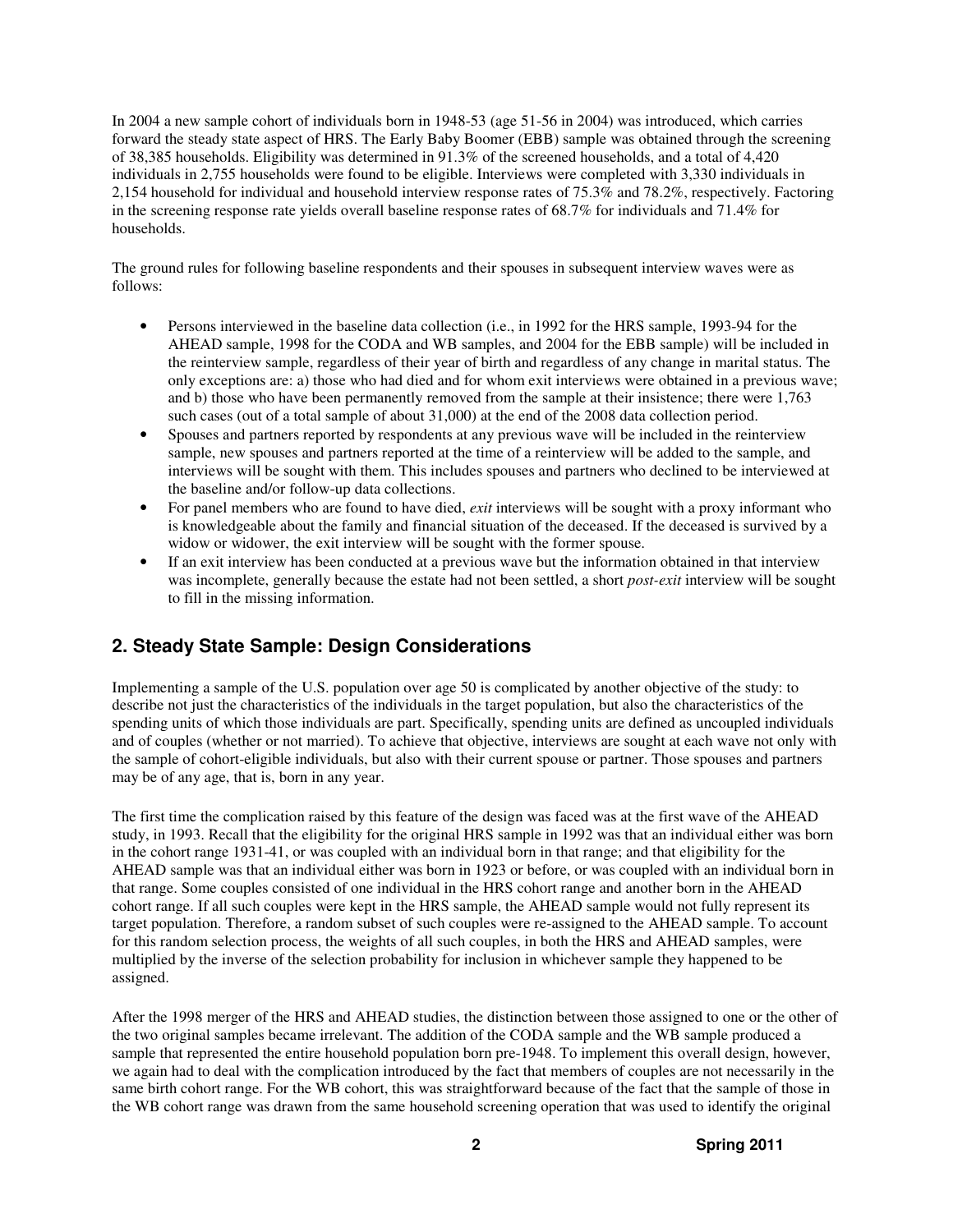In 2004 a new sample cohort of individuals born in 1948-53 (age 51-56 in 2004) was introduced, which carries forward the steady state aspect of HRS. The Early Baby Boomer (EBB) sample was obtained through the screening of 38,385 households. Eligibility was determined in 91.3% of the screened households, and a total of 4,420 individuals in 2,755 households were found to be eligible. Interviews were completed with 3,330 individuals in 2,154 household for individual and household interview response rates of 75.3% and 78.2%, respectively. Factoring in the screening response rate yields overall baseline response rates of 68.7% for individuals and 71.4% for households.

The ground rules for following baseline respondents and their spouses in subsequent interview waves were as follows:

- Persons interviewed in the baseline data collection (i.e., in 1992 for the HRS sample, 1993-94 for the AHEAD sample, 1998 for the CODA and WB samples, and 2004 for the EBB sample) will be included in the reinterview sample, regardless of their year of birth and regardless of any change in marital status. The only exceptions are: a) those who had died and for whom exit interviews were obtained in a previous wave; and b) those who have been permanently removed from the sample at their insistence; there were 1,763 such cases (out of a total sample of about 31,000) at the end of the 2008 data collection period.
- Spouses and partners reported by respondents at any previous wave will be included in the reinterview sample, new spouses and partners reported at the time of a reinterview will be added to the sample, and interviews will be sought with them. This includes spouses and partners who declined to be interviewed at the baseline and/or follow-up data collections.
- For panel members who are found to have died, *exit* interviews will be sought with a proxy informant who is knowledgeable about the family and financial situation of the deceased. If the deceased is survived by a widow or widower, the exit interview will be sought with the former spouse.
- If an exit interview has been conducted at a previous wave but the information obtained in that interview was incomplete, generally because the estate had not been settled, a short *post-exit* interview will be sought to fill in the missing information.

## 2. Steady State Sample: Design Considerations

Implementing a sample of the U.S. population over age 50 is complicated by another objective of the study: to describe not just the characteristics of the individuals in the target population, but also the characteristics of the spending units of which those individuals are part. Specifically, spending units are defined as uncoupled individuals and of couples (whether or not married). To achieve that objective, interviews are sought at each wave not only with the sample of cohort-eligible individuals, but also with their current spouse or partner. Those spouses and partners may be of any age, that is, born in any year.

The first time the complication raised by this feature of the design was faced was at the first wave of the AHEAD study, in 1993. Recall that the eligibility for the original HRS sample in 1992 was that an individual either was born in the cohort range 1931-41, or was coupled with an individual born in that range; and that eligibility for the AHEAD sample was that an individual either was born in 1923 or before, or was coupled with an individual born in that range. Some couples consisted of one individual in the HRS cohort range and another born in the AHEAD cohort range. If all such couples were kept in the HRS sample, the AHEAD sample would not fully represent its target population. Therefore, a random subset of such couples were re-assigned to the AHEAD sample. To account for this random selection process, the weights of all such couples, in both the HRS and AHEAD samples, were multiplied by the inverse of the selection probability for inclusion in whichever sample they happened to be assigned.

After the 1998 merger of the HRS and AHEAD studies, the distinction between those assigned to one or the other of the two original samples became irrelevant. The addition of the CODA sample and the WB sample produced a sample that represented the entire household population born pre-1948. To implement this overall design, however, we again had to deal with the complication introduced by the fact that members of couples are not necessarily in the same birth cohort range. For the WB cohort, this was straightforward because of the fact that the sample of those in the WB cohort range was drawn from the same household screening operation that was used to identify the original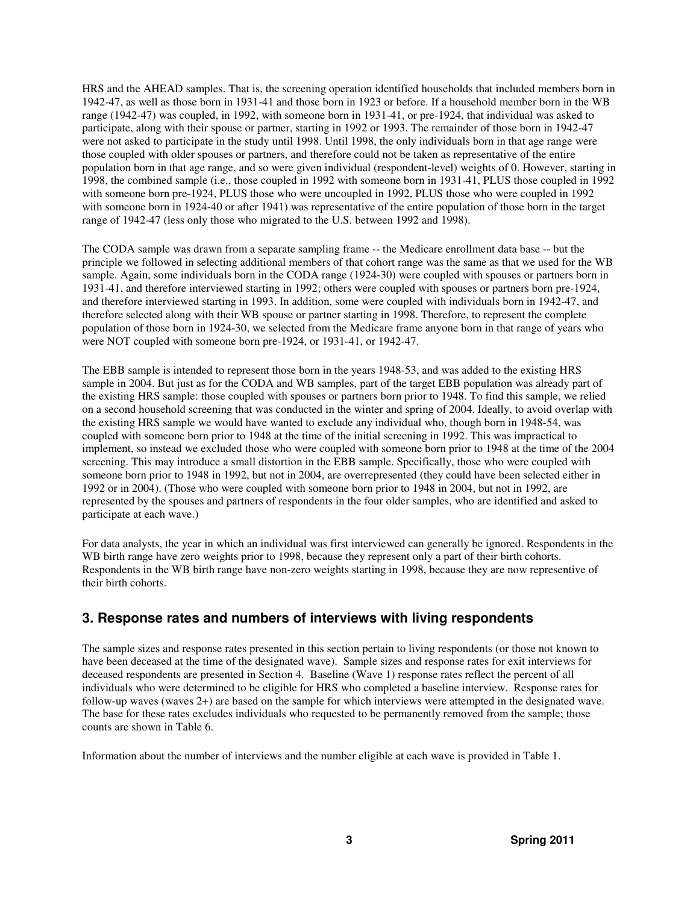HRS and the AHEAD samples. That is, the screening operation identified households that included members born in 1942-47, as well as those born in 1931-41 and those born in 1923 or before. If a household member born in the WB range (1942-47) was coupled, in 1992, with someone born in 1931-41, or pre-1924, that individual was asked to participate, along with their spouse or partner, starting in 1992 or 1993. The remainder of those born in 1942-47 were not asked to participate in the study until 1998. Until 1998, the only individuals born in that age range were those coupled with older spouses or partners, and therefore could not be taken as representative of the entire population born in that age range, and so were given individual (respondent-level) weights of 0. However, starting in 1998, the combined sample (i.e., those coupled in 1992 with someone born in 1931-41, PLUS those coupled in 1992 with someone born pre-1924, PLUS those who were uncoupled in 1992, PLUS those who were coupled in 1992 with someone born in 1924-40 or after 1941) was representative of the entire population of those born in the target range of 1942-47 (less only those who migrated to the U.S. between 1992 and 1998).

The CODA sample was drawn from a separate sampling frame -- the Medicare enrollment data base -- but the principle we followed in selecting additional members of that cohort range was the same as that we used for the WB sample. Again, some individuals born in the CODA range (1924-30) were coupled with spouses or partners born in 1931-41, and therefore interviewed starting in 1992; others were coupled with spouses or partners born pre-1924, and therefore interviewed starting in 1993. In addition, some were coupled with individuals born in 1942-47, and therefore selected along with their WB spouse or partner starting in 1998. Therefore, to represent the complete population of those born in 1924-30, we selected from the Medicare frame anyone born in that range of years who were NOT coupled with someone born pre-1924, or 1931-41, or 1942-47.

The EBB sample is intended to represent those born in the years 1948-53, and was added to the existing HRS sample in 2004. But just as for the CODA and WB samples, part of the target EBB population was already part of the existing HRS sample: those coupled with spouses or partners born prior to 1948. To find this sample, we relied on a second household screening that was conducted in the winter and spring of 2004. Ideally, to avoid overlap with the existing HRS sample we would have wanted to exclude any individual who, though born in 1948-54, was coupled with someone born prior to 1948 at the time of the initial screening in 1992. This was impractical to implement, so instead we excluded those who were coupled with someone born prior to 1948 at the time of the 2004 screening. This may introduce a small distortion in the EBB sample. Specifically, those who were coupled with someone born prior to 1948 in 1992, but not in 2004, are overrepresented (they could have been selected either in 1992 or in 2004). (Those who were coupled with someone born prior to 1948 in 2004, but not in 1992, are represented by the spouses and partners of respondents in the four older samples, who are identified and asked to participate at each wave.)

For data analysts, the year in which an individual was first interviewed can generally be ignored. Respondents in the WB birth range have zero weights prior to 1998, because they represent only a part of their birth cohorts. Respondents in the WB birth range have non-zero weights starting in 1998, because they are now representive of their birth cohorts.

## 3. Response rates and numbers of interviews with living respondents

The sample sizes and response rates presented in this section pertain to living respondents (or those not known to have been deceased at the time of the designated wave). Sample sizes and response rates for exit interviews for deceased respondents are presented in Section 4. Baseline (Wave 1) response rates reflect the percent of all individuals who were determined to be eligible for HRS who completed a baseline interview. Response rates for follow-up waves (waves 2+) are based on the sample for which interviews were attempted in the designated wave. The base for these rates excludes individuals who requested to be permanently removed from the sample; those counts are shown in Table 6.

Information about the number of interviews and the number eligible at each wave is provided in Table 1.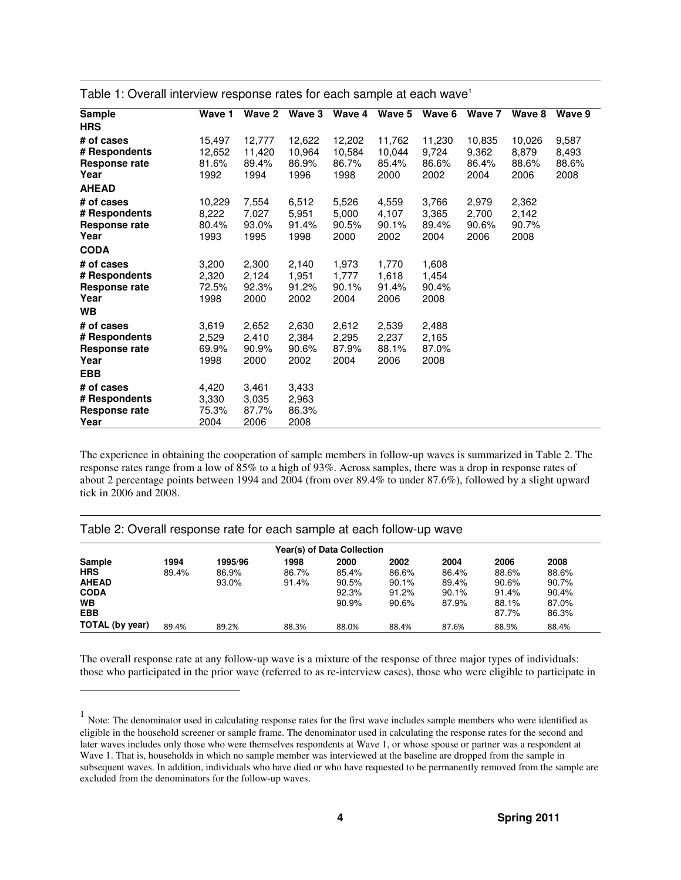Table 1: Overall interview response rates for each sample at each wave[1]

| Sample | Wave 1 | Wave 2 | Wave 3 | Wave 4 | Wave 5 | Wave 6 | Wave 7 | Wave 8 | Wave 9 |
|---|---|---|---|---|---|---|---|---|---|
| **HRS** | | | | | | | | | |
| **# of cases** | 15,497 | 12,777 | 12,622 | 12,202 | 11,762 | 11,230 | 10,835 | 10,026 | 9,587 |
| **# Respondents** | 12,652 | 11,420 | 10,964 | 10,584 | 10,044 | 9,724 | 9,362 | 8,879 | 8,493 |
| **Response rate** | 81.6% | 89.4% | 86.9% | 86.7% | 85.4% | 86.6% | 86.4% | 88.6% | 88.6% |
| **Year** | 1992 | 1994 | 1996 | 1998 | 2000 | 2002 | 2004 | 2006 | 2008 |
| **AHEAD** | | | | | | | | | |
| **# of cases** | 10,229 | 7,554 | 6,512 | 5,526 | 4,559 | 3,766 | 2,979 | 2,362 | |
| **# Respondents** | 8,222 | 7,027 | 5,951 | 5,000 | 4,107 | 3,365 | 2,700 | 2,142 | |
| **Response rate** | 80.4% | 93.0% | 91.4% | 90.5% | 90.1% | 89.4% | 90.6% | 90.7% | |
| **Year** | 1993 | 1995 | 1998 | 2000 | 2002 | 2004 | 2006 | 2008 | |
| **CODA** | | | | | | | | | |
| **# of cases** | 3,200 | 2,300 | 2,140 | 1,973 | 1,770 | 1,608 | | | |
| **# Respondents** | 2,320 | 2,124 | 1,951 | 1,777 | 1,618 | 1,454 | | | |
| **Response rate** | 72.5% | 92.3% | 91.2% | 90.1% | 91.4% | 90.4% | | | |
| **Year** | 1998 | 2000 | 2002 | 2004 | 2006 | 2008 | | | |
| **WB** | | | | | | | | | |
| **# of cases** | 3,619 | 2,652 | 2,630 | 2,612 | 2,539 | 2,488 | | | |
| **# Respondents** | 2,529 | 2,410 | 2,384 | 2,295 | 2,237 | 2,165 | | | |
| **Response rate** | 69.9% | 90.9% | 90.6% | 87.9% | 88.1% | 87.0% | | | |
| **Year** | 1998 | 2000 | 2002 | 2004 | 2006 | 2008 | | | |
| **EBB** | | | | | | | | | |
| **# of cases** | 4,420 | 3,461 | 3,433 | | | | | | |
| **# Respondents** | 3,330 | 3,035 | 2,963 | | | | | | |
| **Response rate** | 75.3% | 87.7% | 86.3% | | | | | | |
| **Year** | 2004 | 2006 | 2008 | | | | | | |

The experience in obtaining the cooperation of sample members in follow-up waves is summarized in Table 2. The response rates range from a low of 85% to a high of 93%. Across samples, there was a drop in response rates of about 2 percentage points between 1994 and 2004 (from over 89.4% to under 87.6%), followed by a slight upward tick in 2006 and 2008.

Table 2: Overall response rate for each sample at each follow-up wave

| | Year(s) of Data Collection | | | | | | | |
|---|---|---|---|---|---|---|---|---|
| **Sample** | **1994** | **1995/96** | **1998** | **2000** | **2002** | **2004** | **2006** | **2008** |
| **HRS** | 89.4% | 86.9% | 86.7% | 85.4% | 86.6% | 86.4% | 88.6% | 88.6% |
| **AHEAD** | | 93.0% | 91.4% | 90.5% | 90.1% | 89.4% | 90.6% | 90.7% |
| **CODA** | | | | 92.3% | 91.2% | 90.1% | 91.4% | 90.4% |
| **WB** | | | | 90.9% | 90.6% | 87.9% | 88.1% | 87.0% |
| **EBB** | | | | | | | 87.7% | 86.3% |
| **TOTAL (by year)** | 89.4% | 89.2% | 88.3% | 88.0% | 88.4% | 87.6% | 88.9% | 88.4% |

The overall response rate at any follow-up wave is a mixture of the response of three major types of individuals: those who participated in the prior wave (referred to as re-interview cases), those who were eligible to participate in

---

[1] Note: The denominator used in calculating response rates for the first wave includes sample members who were identified as eligible in the household screener or sample frame. The denominator used in calculating the response rates for the second and later waves includes only those who were themselves respondents at Wave 1, or whose spouse or partner was a respondent at Wave 1. That is, households in which no sample member was interviewed at the baseline are dropped from the sample in subsequent waves. In addition, individuals who have died or who have requested to be permanently removed from the sample are excluded from the denominators for the follow-up waves.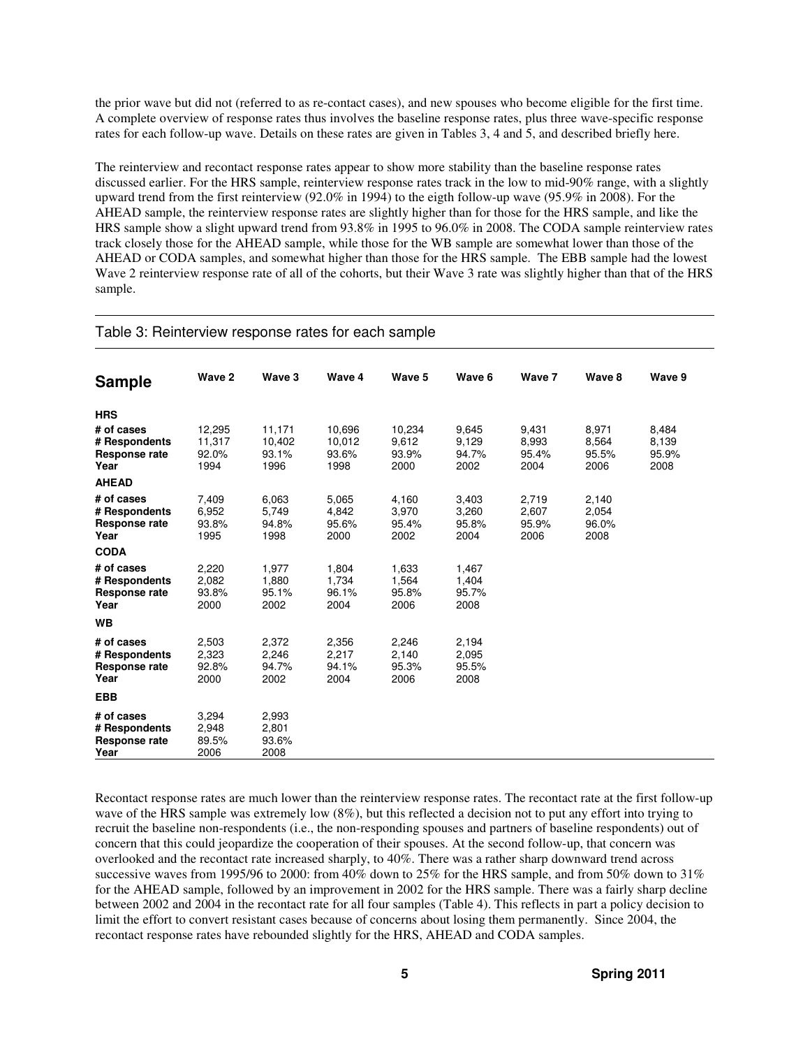the prior wave but did not (referred to as re-contact cases), and new spouses who become eligible for the first time. A complete overview of response rates thus involves the baseline response rates, plus three wave-specific response rates for each follow-up wave. Details on these rates are given in Tables 3, 4 and 5, and described briefly here.

The reinterview and recontact response rates appear to show more stability than the baseline response rates discussed earlier. For the HRS sample, reinterview response rates track in the low to mid-90% range, with a slightly upward trend from the first reinterview (92.0% in 1994) to the eigth follow-up wave (95.9% in 2008). For the AHEAD sample, the reinterview response rates are slightly higher than for those for the HRS sample, and like the HRS sample show a slight upward trend from 93.8% in 1995 to 96.0% in 2008. The CODA sample reinterview rates track closely those for the AHEAD sample, while those for the WB sample are somewhat lower than those of the AHEAD or CODA samples, and somewhat higher than those for the HRS sample. The EBB sample had the lowest Wave 2 reinterview response rate of all of the cohorts, but their Wave 3 rate was slightly higher than that of the HRS sample.

Table 3: Reinterview response rates for each sample

| Sample | Wave 2 | Wave 3 | Wave 4 | Wave 5 | Wave 6 | Wave 7 | Wave 8 | Wave 9 |
|---|---|---|---|---|---|---|---|---|
| **HRS** | | | | | | | | |
| **# of cases** | 12,295 | 11,171 | 10,696 | 10,234 | 9,645 | 9,431 | 8,971 | 8,484 |
| **# Respondents** | 11,317 | 10,402 | 10,012 | 9,612 | 9,129 | 8,993 | 8,564 | 8,139 |
| **Response rate** | 92.0% | 93.1% | 93.6% | 93.9% | 94.7% | 95.4% | 95.5% | 95.9% |
| **Year** | 1994 | 1996 | 1998 | 2000 | 2002 | 2004 | 2006 | 2008 |
| **AHEAD** | | | | | | | | |
| **# of cases** | 7,409 | 6,063 | 5,065 | 4,160 | 3,403 | 2,719 | 2,140 | |
| **# Respondents** | 6,952 | 5,749 | 4,842 | 3,970 | 3,260 | 2,607 | 2,054 | |
| **Response rate** | 93.8% | 94.8% | 95.6% | 95.4% | 95.8% | 95.9% | 96.0% | |
| **Year** | 1995 | 1998 | 2000 | 2002 | 2004 | 2006 | 2008 | |
| **CODA** | | | | | | | | |
| **# of cases** | 2,220 | 1,977 | 1,804 | 1,633 | 1,467 | | | |
| **# Respondents** | 2,082 | 1,880 | 1,734 | 1,564 | 1,404 | | | |
| **Response rate** | 93.8% | 95.1% | 96.1% | 95.8% | 95.7% | | | |
| **Year** | 2000 | 2002 | 2004 | 2006 | 2008 | | | |
| **WB** | | | | | | | | |
| **# of cases** | 2,503 | 2,372 | 2,356 | 2,246 | 2,194 | | | |
| **# Respondents** | 2,323 | 2,246 | 2,217 | 2,140 | 2,095 | | | |
| **Response rate** | 92.8% | 94.7% | 94.1% | 95.3% | 95.5% | | | |
| **Year** | 2000 | 2002 | 2004 | 2006 | 2008 | | | |
| **EBB** | | | | | | | | |
| **# of cases** | 3,294 | 2,993 | | | | | | |
| **# Respondents** | 2,948 | 2,801 | | | | | | |
| **Response rate** | 89.5% | 93.6% | | | | | | |
| **Year** | 2006 | 2008 | | | | | | |

Recontact response rates are much lower than the reinterview response rates. The recontact rate at the first follow-up wave of the HRS sample was extremely low (8%), but this reflected a decision not to put any effort into trying to recruit the baseline non-respondents (i.e., the non-responding spouses and partners of baseline respondents) out of concern that this could jeopardize the cooperation of their spouses. At the second follow-up, that concern was overlooked and the recontact rate increased sharply, to 40%. There was a rather sharp downward trend across successive waves from 1995/96 to 2000: from 40% down to 25% for the HRS sample, and from 50% down to 31% for the AHEAD sample, followed by an improvement in 2002 for the HRS sample. There was a fairly sharp decline between 2002 and 2004 in the recontact rate for all four samples (Table 4). This reflects in part a policy decision to limit the effort to convert resistant cases because of concerns about losing them permanently. Since 2004, the recontact response rates have rebounded slightly for the HRS, AHEAD and CODA samples.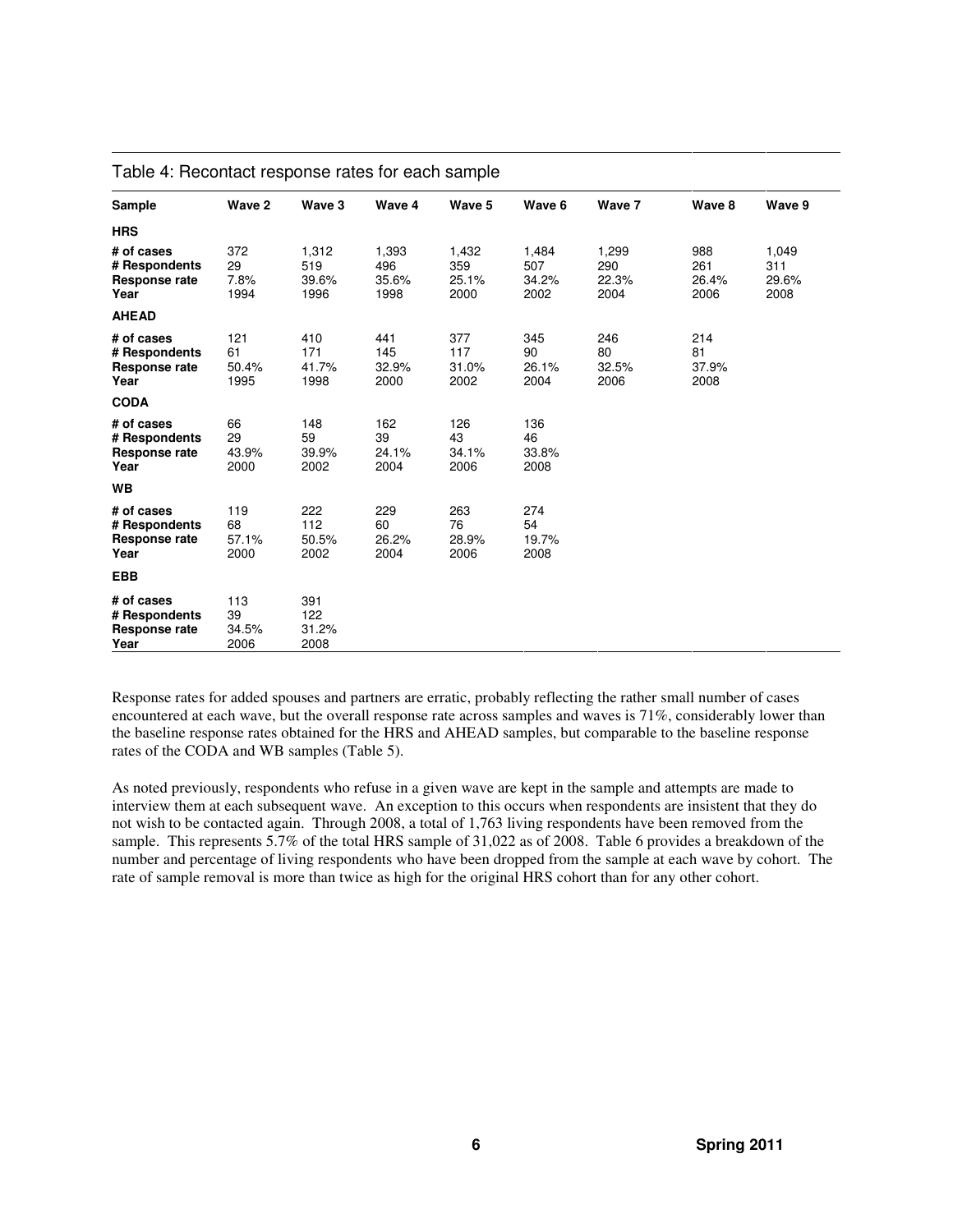Table 4: Recontact response rates for each sample

| Sample | Wave 2 | Wave 3 | Wave 4 | Wave 5 | Wave 6 | Wave 7 | Wave 8 | Wave 9 |
|---|---|---|---|---|---|---|---|---|
| **HRS** | | | | | | | | |
| **# of cases** | 372 | 1,312 | 1,393 | 1,432 | 1,484 | 1,299 | 988 | 1,049 |
| **# Respondents** | 29 | 519 | 496 | 359 | 507 | 290 | 261 | 311 |
| **Response rate** | 7.8% | 39.6% | 35.6% | 25.1% | 34.2% | 22.3% | 26.4% | 29.6% |
| **Year** | 1994 | 1996 | 1998 | 2000 | 2002 | 2004 | 2006 | 2008 |
| **AHEAD** | | | | | | | | |
| **# of cases** | 121 | 410 | 441 | 377 | 345 | 246 | 214 | |
| **# Respondents** | 61 | 171 | 145 | 117 | 90 | 80 | 81 | |
| **Response rate** | 50.4% | 41.7% | 32.9% | 31.0% | 26.1% | 32.5% | 37.9% | |
| **Year** | 1995 | 1998 | 2000 | 2002 | 2004 | 2006 | 2008 | |
| **CODA** | | | | | | | | |
| **# of cases** | 66 | 148 | 162 | 126 | 136 | | | |
| **# Respondents** | 29 | 59 | 39 | 43 | 46 | | | |
| **Response rate** | 43.9% | 39.9% | 24.1% | 34.1% | 33.8% | | | |
| **Year** | 2000 | 2002 | 2004 | 2006 | 2008 | | | |
| **WB** | | | | | | | | |
| **# of cases** | 119 | 222 | 229 | 263 | 274 | | | |
| **# Respondents** | 68 | 112 | 60 | 76 | 54 | | | |
| **Response rate** | 57.1% | 50.5% | 26.2% | 28.9% | 19.7% | | | |
| **Year** | 2000 | 2002 | 2004 | 2006 | 2008 | | | |
| **EBB** | | | | | | | | |
| **# of cases** | 113 | 391 | | | | | | |
| **# Respondents** | 39 | 122 | | | | | | |
| **Response rate** | 34.5% | 31.2% | | | | | | |
| **Year** | 2006 | 2008 | | | | | | |

Response rates for added spouses and partners are erratic, probably reflecting the rather small number of cases encountered at each wave, but the overall response rate across samples and waves is 71%, considerably lower than the baseline response rates obtained for the HRS and AHEAD samples, but comparable to the baseline response rates of the CODA and WB samples (Table 5).

As noted previously, respondents who refuse in a given wave are kept in the sample and attempts are made to interview them at each subsequent wave. An exception to this occurs when respondents are insistent that they do not wish to be contacted again. Through 2008, a total of 1,763 living respondents have been removed from the sample. This represents 5.7% of the total HRS sample of 31,022 as of 2008. Table 6 provides a breakdown of the number and percentage of living respondents who have been dropped from the sample at each wave by cohort. The rate of sample removal is more than twice as high for the original HRS cohort than for any other cohort.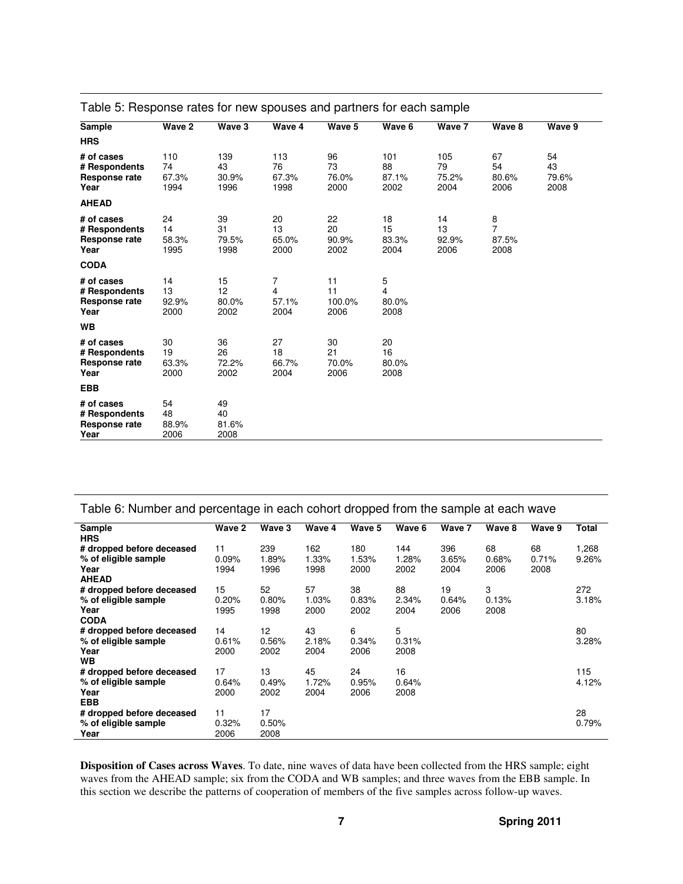Table 5: Response rates for new spouses and partners for each sample

| Sample | Wave 2 | Wave 3 | Wave 4 | Wave 5 | Wave 6 | Wave 7 | Wave 8 | Wave 9 |
|---|---|---|---|---|---|---|---|---|
| **HRS** | | | | | | | | |
| **# of cases** | 110 | 139 | 113 | 96 | 101 | 105 | 67 | 54 |
| **# Respondents** | 74 | 43 | 76 | 73 | 88 | 79 | 54 | 43 |
| **Response rate** | 67.3% | 30.9% | 67.3% | 76.0% | 87.1% | 75.2% | 80.6% | 79.6% |
| **Year** | 1994 | 1996 | 1998 | 2000 | 2002 | 2004 | 2006 | 2008 |
| **AHEAD** | | | | | | | | |
| **# of cases** | 24 | 39 | 20 | 22 | 18 | 14 | 8 | |
| **# Respondents** | 14 | 31 | 13 | 20 | 15 | 13 | 7 | |
| **Response rate** | 58.3% | 79.5% | 65.0% | 90.9% | 83.3% | 92.9% | 87.5% | |
| **Year** | 1995 | 1998 | 2000 | 2002 | 2004 | 2006 | 2008 | |
| **CODA** | | | | | | | | |
| **# of cases** | 14 | 15 | 7 | 11 | 5 | | | |
| **# Respondents** | 13 | 12 | 4 | 11 | 4 | | | |
| **Response rate** | 92.9% | 80.0% | 57.1% | 100.0% | 80.0% | | | |
| **Year** | 2000 | 2002 | 2004 | 2006 | 2008 | | | |
| **WB** | | | | | | | | |
| **# of cases** | 30 | 36 | 27 | 30 | 20 | | | |
| **# Respondents** | 19 | 26 | 18 | 21 | 16 | | | |
| **Response rate** | 63.3% | 72.2% | 66.7% | 70.0% | 80.0% | | | |
| **Year** | 2000 | 2002 | 2004 | 2006 | 2008 | | | |
| **EBB** | | | | | | | | |
| **# of cases** | 54 | 49 | | | | | | |
| **# Respondents** | 48 | 40 | | | | | | |
| **Response rate** | 88.9% | 81.6% | | | | | | |
| **Year** | 2006 | 2008 | | | | | | |

Table 6: Number and percentage in each cohort dropped from the sample at each wave

| Sample | Wave 2 | Wave 3 | Wave 4 | Wave 5 | Wave 6 | Wave 7 | Wave 8 | Wave 9 | Total |
|---|---|---|---|---|---|---|---|---|---|
| **HRS** | | | | | | | | | |
| **# dropped before deceased** | 11 | 239 | 162 | 180 | 144 | 396 | 68 | 68 | 1,268 |
| **% of eligible sample** | 0.09% | 1.89% | 1.33% | 1.53% | 1.28% | 3.65% | 0.68% | 0.71% | 9.26% |
| **Year** | 1994 | 1996 | 1998 | 2000 | 2002 | 2004 | 2006 | 2008 | |
| **AHEAD** | | | | | | | | | |
| **# dropped before deceased** | 15 | 52 | 57 | 38 | 88 | 19 | 3 | | 272 |
| **% of eligible sample** | 0.20% | 0.80% | 1.03% | 0.83% | 2.34% | 0.64% | 0.13% | | 3.18% |
| **Year** | 1995 | 1998 | 2000 | 2002 | 2004 | 2006 | 2008 | | |
| **CODA** | | | | | | | | | |
| **# dropped before deceased** | 14 | 12 | 43 | 6 | 5 | | | | 80 |
| **% of eligible sample** | 0.61% | 0.56% | 2.18% | 0.34% | 0.31% | | | | 3.28% |
| **Year** | 2000 | 2002 | 2004 | 2006 | 2008 | | | | |
| **WB** | | | | | | | | | |
| **# dropped before deceased** | 17 | 13 | 45 | 24 | 16 | | | | 115 |
| **% of eligible sample** | 0.64% | 0.49% | 1.72% | 0.95% | 0.64% | | | | 4.12% |
| **Year** | 2000 | 2002 | 2004 | 2006 | 2008 | | | | |
| **EBB** | | | | | | | | | |
| **# dropped before deceased** | 11 | 17 | | | | | | | 28 |
| **% of eligible sample** | 0.32% | 0.50% | | | | | | | 0.79% |
| **Year** | 2006 | 2008 | | | | | | | |

**Disposition of Cases across Waves**. To date, nine waves of data have been collected from the HRS sample; eight waves from the AHEAD sample; six from the CODA and WB samples; and three waves from the EBB sample. In this section we describe the patterns of cooperation of members of the five samples across follow-up waves.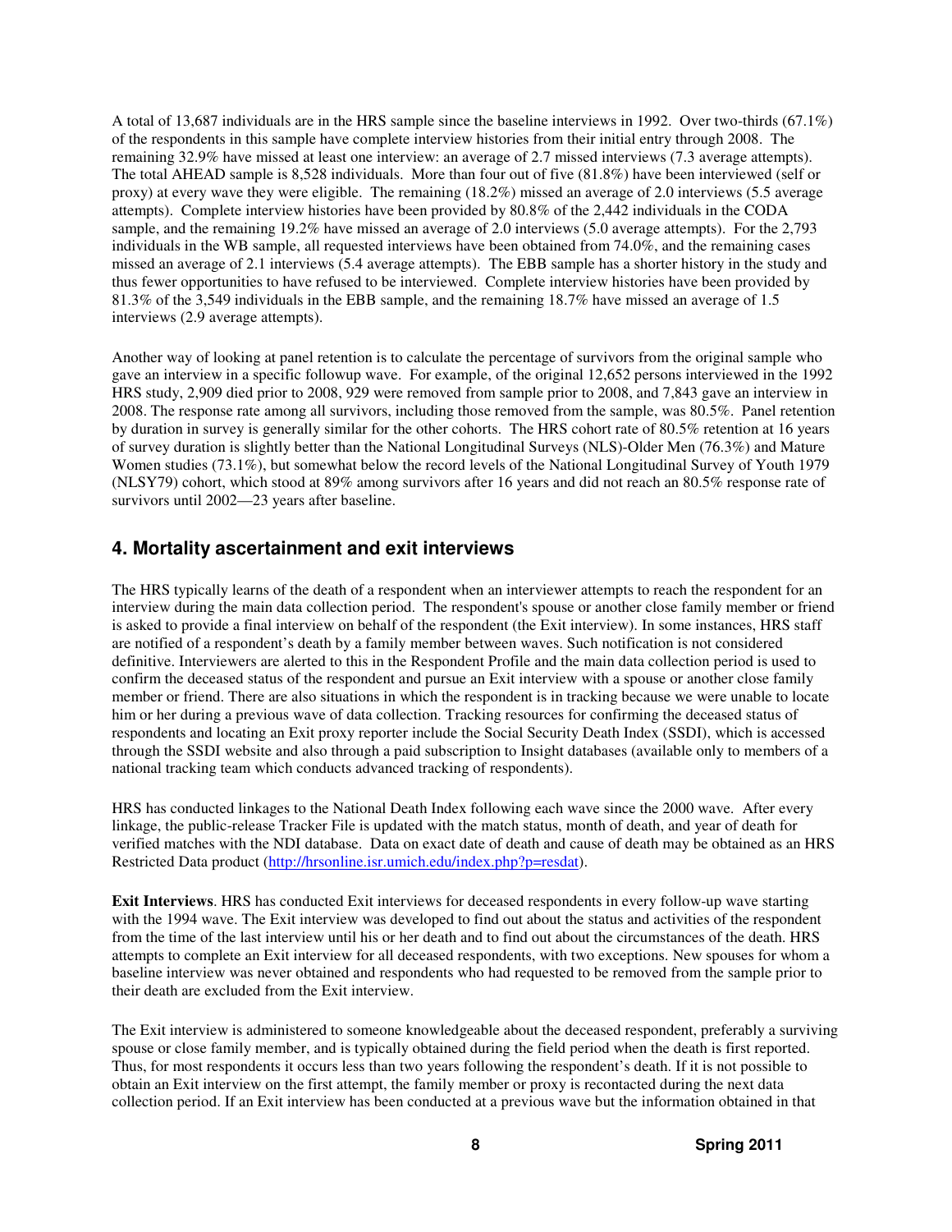A total of 13,687 individuals are in the HRS sample since the baseline interviews in 1992. Over two-thirds (67.1%) of the respondents in this sample have complete interview histories from their initial entry through 2008. The remaining 32.9% have missed at least one interview: an average of 2.7 missed interviews (7.3 average attempts). The total AHEAD sample is 8,528 individuals. More than four out of five (81.8%) have been interviewed (self or proxy) at every wave they were eligible. The remaining (18.2%) missed an average of 2.0 interviews (5.5 average attempts). Complete interview histories have been provided by 80.8% of the 2,442 individuals in the CODA sample, and the remaining 19.2% have missed an average of 2.0 interviews (5.0 average attempts). For the 2,793 individuals in the WB sample, all requested interviews have been obtained from 74.0%, and the remaining cases missed an average of 2.1 interviews (5.4 average attempts). The EBB sample has a shorter history in the study and thus fewer opportunities to have refused to be interviewed. Complete interview histories have been provided by 81.3% of the 3,549 individuals in the EBB sample, and the remaining 18.7% have missed an average of 1.5 interviews (2.9 average attempts).

Another way of looking at panel retention is to calculate the percentage of survivors from the original sample who gave an interview in a specific followup wave. For example, of the original 12,652 persons interviewed in the 1992 HRS study, 2,909 died prior to 2008, 929 were removed from sample prior to 2008, and 7,843 gave an interview in 2008. The response rate among all survivors, including those removed from the sample, was 80.5%. Panel retention by duration in survey is generally similar for the other cohorts. The HRS cohort rate of 80.5% retention at 16 years of survey duration is slightly better than the National Longitudinal Surveys (NLS)-Older Men (76.3%) and Mature Women studies (73.1%), but somewhat below the record levels of the National Longitudinal Survey of Youth 1979 (NLSY79) cohort, which stood at 89% among survivors after 16 years and did not reach an 80.5% response rate of survivors until 2002—23 years after baseline.

## 4. Mortality ascertainment and exit interviews

The HRS typically learns of the death of a respondent when an interviewer attempts to reach the respondent for an interview during the main data collection period. The respondent's spouse or another close family member or friend is asked to provide a final interview on behalf of the respondent (the Exit interview). In some instances, HRS staff are notified of a respondent's death by a family member between waves. Such notification is not considered definitive. Interviewers are alerted to this in the Respondent Profile and the main data collection period is used to confirm the deceased status of the respondent and pursue an Exit interview with a spouse or another close family member or friend. There are also situations in which the respondent is in tracking because we were unable to locate him or her during a previous wave of data collection. Tracking resources for confirming the deceased status of respondents and locating an Exit proxy reporter include the Social Security Death Index (SSDI), which is accessed through the SSDI website and also through a paid subscription to Insight databases (available only to members of a national tracking team which conducts advanced tracking of respondents).

HRS has conducted linkages to the National Death Index following each wave since the 2000 wave. After every linkage, the public-release Tracker File is updated with the match status, month of death, and year of death for verified matches with the NDI database. Data on exact date of death and cause of death may be obtained as an HRS Restricted Data product (http://hrsonline.isr.umich.edu/index.php?p=resdat).

**Exit Interviews**. HRS has conducted Exit interviews for deceased respondents in every follow-up wave starting with the 1994 wave. The Exit interview was developed to find out about the status and activities of the respondent from the time of the last interview until his or her death and to find out about the circumstances of the death. HRS attempts to complete an Exit interview for all deceased respondents, with two exceptions. New spouses for whom a baseline interview was never obtained and respondents who had requested to be removed from the sample prior to their death are excluded from the Exit interview.

The Exit interview is administered to someone knowledgeable about the deceased respondent, preferably a surviving spouse or close family member, and is typically obtained during the field period when the death is first reported. Thus, for most respondents it occurs less than two years following the respondent's death. If it is not possible to obtain an Exit interview on the first attempt, the family member or proxy is recontacted during the next data collection period. If an Exit interview has been conducted at a previous wave but the information obtained in that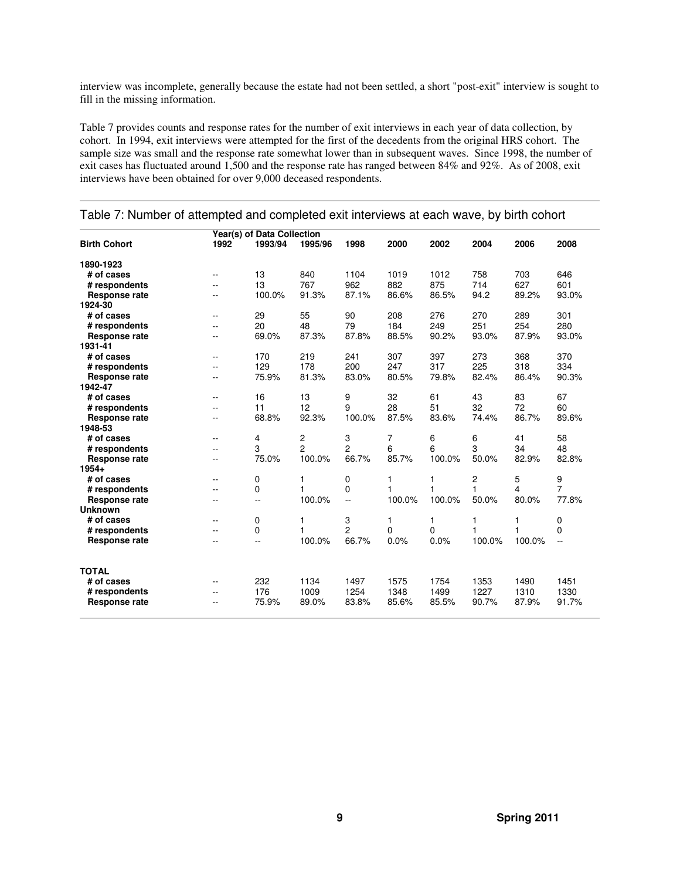interview was incomplete, generally because the estate had not been settled, a short "post-exit" interview is sought to fill in the missing information.

Table 7 provides counts and response rates for the number of exit interviews in each year of data collection, by cohort. In 1994, exit interviews were attempted for the first of the decedents from the original HRS cohort. The sample size was small and the response rate somewhat lower than in subsequent waves. Since 1998, the number of exit cases has fluctuated around 1,500 and the response rate has ranged between 84% and 92%. As of 2008, exit interviews have been obtained for over 9,000 deceased respondents.

Table 7: Number of attempted and completed exit interviews at each wave, by birth cohort

| | Year(s) of Data Collection | | | | | | | | |
|---|---|---|---|---|---|---|---|---|---|
| **Birth Cohort** | **1992** | **1993/94** | **1995/96** | **1998** | **2000** | **2002** | **2004** | **2006** | **2008** |
| **1890-1923** | | | | | | | | | |
| **# of cases** | -- | 13 | 840 | 1104 | 1019 | 1012 | 758 | 703 | 646 |
| **# respondents** | -- | 13 | 767 | 962 | 882 | 875 | 714 | 627 | 601 |
| **Response rate** | -- | 100.0% | 91.3% | 87.1% | 86.6% | 86.5% | 94.2 | 89.2% | 93.0% |
| **1924-30** | | | | | | | | | |
| **# of cases** | -- | 29 | 55 | 90 | 208 | 276 | 270 | 289 | 301 |
| **# respondents** | -- | 20 | 48 | 79 | 184 | 249 | 251 | 254 | 280 |
| **Response rate** | -- | 69.0% | 87.3% | 87.8% | 88.5% | 90.2% | 93.0% | 87.9% | 93.0% |
| **1931-41** | | | | | | | | | |
| **# of cases** | -- | 170 | 219 | 241 | 307 | 397 | 273 | 368 | 370 |
| **# respondents** | -- | 129 | 178 | 200 | 247 | 317 | 225 | 318 | 334 |
| **Response rate** | -- | 75.9% | 81.3% | 83.0% | 80.5% | 79.8% | 82.4% | 86.4% | 90.3% |
| **1942-47** | | | | | | | | | |
| **# of cases** | -- | 16 | 13 | 9 | 32 | 61 | 43 | 83 | 67 |
| **# respondents** | -- | 11 | 12 | 9 | 28 | 51 | 32 | 72 | 60 |
| **Response rate** | -- | 68.8% | 92.3% | 100.0% | 87.5% | 83.6% | 74.4% | 86.7% | 89.6% |
| **1948-53** | | | | | | | | | |
| **# of cases** | -- | 4 | 2 | 3 | 7 | 6 | 6 | 41 | 58 |
| **# respondents** | -- | 3 | 2 | 2 | 6 | 6 | 3 | 34 | 48 |
| **Response rate** | -- | 75.0% | 100.0% | 66.7% | 85.7% | 100.0% | 50.0% | 82.9% | 82.8% |
| **1954+** | | | | | | | | | |
| **# of cases** | -- | 0 | 1 | 0 | 1 | 1 | 2 | 5 | 9 |
| **# respondents** | -- | 0 | 1 | 0 | 1 | 1 | 1 | 4 | 7 |
| **Response rate** | -- | -- | 100.0% | -- | 100.0% | 100.0% | 50.0% | 80.0% | 77.8% |
| **Unknown** | | | | | | | | | |
| **# of cases** | -- | 0 | 1 | 3 | 1 | 1 | 1 | 1 | 0 |
| **# respondents** | -- | 0 | 1 | 2 | 0 | 0 | 1 | 1 | 0 |
| **Response rate** | -- | -- | 100.0% | 66.7% | 0.0% | 0.0% | 100.0% | 100.0% | -- |
| **TOTAL** | | | | | | | | | |
| **# of cases** | -- | 232 | 1134 | 1497 | 1575 | 1754 | 1353 | 1490 | 1451 |
| **# respondents** | -- | 176 | 1009 | 1254 | 1348 | 1499 | 1227 | 1310 | 1330 |
| **Response rate** | -- | 75.9% | 89.0% | 83.8% | 85.6% | 85.5% | 90.7% | 87.9% | 91.7% |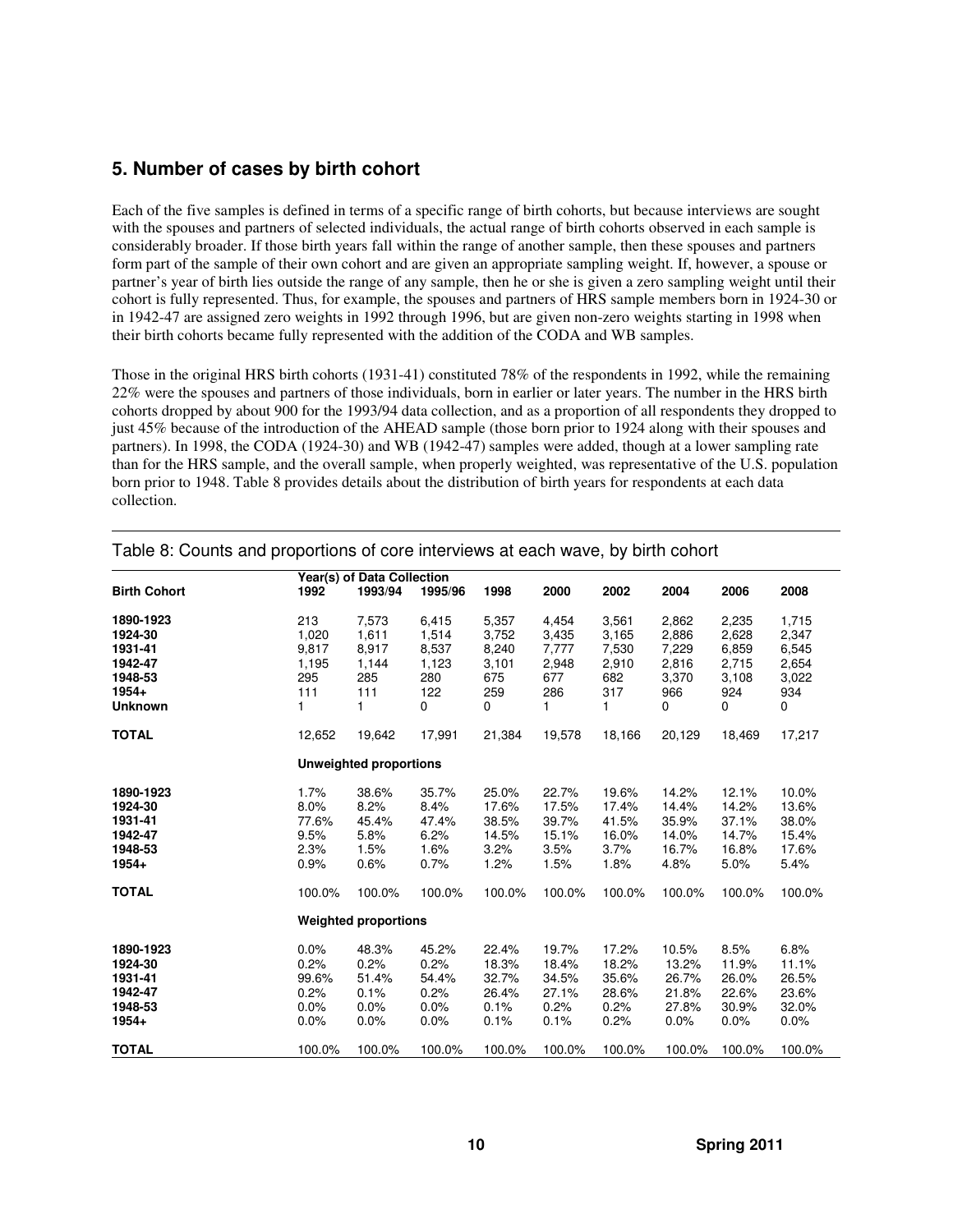## 5. Number of cases by birth cohort

Each of the five samples is defined in terms of a specific range of birth cohorts, but because interviews are sought with the spouses and partners of selected individuals, the actual range of birth cohorts observed in each sample is considerably broader. If those birth years fall within the range of another sample, then these spouses and partners form part of the sample of their own cohort and are given an appropriate sampling weight. If, however, a spouse or partner's year of birth lies outside the range of any sample, then he or she is given a zero sampling weight until their cohort is fully represented. Thus, for example, the spouses and partners of HRS sample members born in 1924-30 or in 1942-47 are assigned zero weights in 1992 through 1996, but are given non-zero weights starting in 1998 when their birth cohorts became fully represented with the addition of the CODA and WB samples.

Those in the original HRS birth cohorts (1931-41) constituted 78% of the respondents in 1992, while the remaining 22% were the spouses and partners of those individuals, born in earlier or later years. The number in the HRS birth cohorts dropped by about 900 for the 1993/94 data collection, and as a proportion of all respondents they dropped to just 45% because of the introduction of the AHEAD sample (those born prior to 1924 along with their spouses and partners). In 1998, the CODA (1924-30) and WB (1942-47) samples were added, though at a lower sampling rate than for the HRS sample, and the overall sample, when properly weighted, was representative of the U.S. population born prior to 1948. Table 8 provides details about the distribution of birth years for respondents at each data collection.

Table 8: Counts and proportions of core interviews at each wave, by birth cohort

| | Year(s) of Data Collection | | | | | | | | |
|---|---|---|---|---|---|---|---|---|---|
| **Birth Cohort** | **1992** | **1993/94** | **1995/96** | **1998** | **2000** | **2002** | **2004** | **2006** | **2008** |
| **1890-1923** | 213 | 7,573 | 6,415 | 5,357 | 4,454 | 3,561 | 2,862 | 2,235 | 1,715 |
| **1924-30** | 1,020 | 1,611 | 1,514 | 3,752 | 3,435 | 3,165 | 2,886 | 2,628 | 2,347 |
| **1931-41** | 9,817 | 8,917 | 8,537 | 8,240 | 7,777 | 7,530 | 7,229 | 6,859 | 6,545 |
| **1942-47** | 1,195 | 1,144 | 1,123 | 3,101 | 2,948 | 2,910 | 2,816 | 2,715 | 2,654 |
| **1948-53** | 295 | 285 | 280 | 675 | 677 | 682 | 3,370 | 3,108 | 3,022 |
| **1954+** | 111 | 111 | 122 | 259 | 286 | 317 | 966 | 924 | 934 |
| **Unknown** | 1 | 1 | 0 | 0 | 1 | 1 | 0 | 0 | 0 |
| **TOTAL** | 12,652 | 19,642 | 17,991 | 21,384 | 19,578 | 18,166 | 20,129 | 18,469 | 17,217 |
| | **Unweighted proportions** | | | | | | | | |
| **1890-1923** | 1.7% | 38.6% | 35.7% | 25.0% | 22.7% | 19.6% | 14.2% | 12.1% | 10.0% |
| **1924-30** | 8.0% | 8.2% | 8.4% | 17.6% | 17.5% | 17.4% | 14.4% | 14.2% | 13.6% |
| **1931-41** | 77.6% | 45.4% | 47.4% | 38.5% | 39.7% | 41.5% | 35.9% | 37.1% | 38.0% |
| **1942-47** | 9.5% | 5.8% | 6.2% | 14.5% | 15.1% | 16.0% | 14.0% | 14.7% | 15.4% |
| **1948-53** | 2.3% | 1.5% | 1.6% | 3.2% | 3.5% | 3.7% | 16.7% | 16.8% | 17.6% |
| **1954+** | 0.9% | 0.6% | 0.7% | 1.2% | 1.5% | 1.8% | 4.8% | 5.0% | 5.4% |
| **TOTAL** | 100.0% | 100.0% | 100.0% | 100.0% | 100.0% | 100.0% | 100.0% | 100.0% | 100.0% |
| | **Weighted proportions** | | | | | | | | |
| **1890-1923** | 0.0% | 48.3% | 45.2% | 22.4% | 19.7% | 17.2% | 10.5% | 8.5% | 6.8% |
| **1924-30** | 0.2% | 0.2% | 0.2% | 18.3% | 18.4% | 18.2% | 13.2% | 11.9% | 11.1% |
| **1931-41** | 99.6% | 51.4% | 54.4% | 32.7% | 34.5% | 35.6% | 26.7% | 26.0% | 26.5% |
| **1942-47** | 0.2% | 0.1% | 0.2% | 26.4% | 27.1% | 28.6% | 21.8% | 22.6% | 23.6% |
| **1948-53** | 0.0% | 0.0% | 0.0% | 0.1% | 0.2% | 0.2% | 27.8% | 30.9% | 32.0% |
| **1954+** | 0.0% | 0.0% | 0.0% | 0.1% | 0.1% | 0.2% | 0.0% | 0.0% | 0.0% |
| **TOTAL** | 100.0% | 100.0% | 100.0% | 100.0% | 100.0% | 100.0% | 100.0% | 100.0% | 100.0% |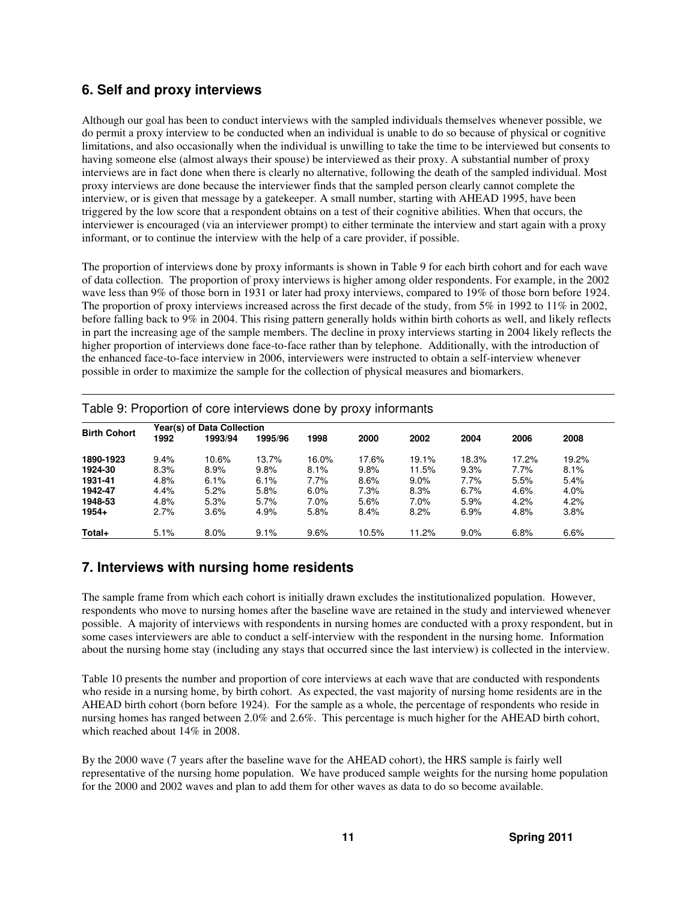## 6. Self and proxy interviews

Although our goal has been to conduct interviews with the sampled individuals themselves whenever possible, we do permit a proxy interview to be conducted when an individual is unable to do so because of physical or cognitive limitations, and also occasionally when the individual is unwilling to take the time to be interviewed but consents to having someone else (almost always their spouse) be interviewed as their proxy. A substantial number of proxy interviews are in fact done when there is clearly no alternative, following the death of the sampled individual. Most proxy interviews are done because the interviewer finds that the sampled person clearly cannot complete the interview, or is given that message by a gatekeeper. A small number, starting with AHEAD 1995, have been triggered by the low score that a respondent obtains on a test of their cognitive abilities. When that occurs, the interviewer is encouraged (via an interviewer prompt) to either terminate the interview and start again with a proxy informant, or to continue the interview with the help of a care provider, if possible.

The proportion of interviews done by proxy informants is shown in Table 9 for each birth cohort and for each wave of data collection. The proportion of proxy interviews is higher among older respondents. For example, in the 2002 wave less than 9% of those born in 1931 or later had proxy interviews, compared to 19% of those born before 1924. The proportion of proxy interviews increased across the first decade of the study, from 5% in 1992 to 11% in 2002, before falling back to 9% in 2004. This rising pattern generally holds within birth cohorts as well, and likely reflects in part the increasing age of the sample members. The decline in proxy interviews starting in 2004 likely reflects the higher proportion of interviews done face-to-face rather than by telephone. Additionally, with the introduction of the enhanced face-to-face interview in 2006, interviewers were instructed to obtain a self-interview whenever possible in order to maximize the sample for the collection of physical measures and biomarkers.

Table 9: Proportion of core interviews done by proxy informants

| Birth Cohort | Year(s) of Data Collection 1992 | 1993/94 | 1995/96 | 1998 | 2000 | 2002 | 2004 | 2006 | 2008 |
|---|---|---|---|---|---|---|---|---|---|
| **1890-1923** | 9.4% | 10.6% | 13.7% | 16.0% | 17.6% | 19.1% | 18.3% | 17.2% | 19.2% |
| **1924-30** | 8.3% | 8.9% | 9.8% | 8.1% | 9.8% | 11.5% | 9.3% | 7.7% | 8.1% |
| **1931-41** | 4.8% | 6.1% | 6.1% | 7.7% | 8.6% | 9.0% | 7.7% | 5.5% | 5.4% |
| **1942-47** | 4.4% | 5.2% | 5.8% | 6.0% | 7.3% | 8.3% | 6.7% | 4.6% | 4.0% |
| **1948-53** | 4.8% | 5.3% | 5.7% | 7.0% | 5.6% | 7.0% | 5.9% | 4.2% | 4.2% |
| **1954+** | 2.7% | 3.6% | 4.9% | 5.8% | 8.4% | 8.2% | 6.9% | 4.8% | 3.8% |
| **Total+** | 5.1% | 8.0% | 9.1% | 9.6% | 10.5% | 11.2% | 9.0% | 6.8% | 6.6% |

## 7. Interviews with nursing home residents

The sample frame from which each cohort is initially drawn excludes the institutionalized population. However, respondents who move to nursing homes after the baseline wave are retained in the study and interviewed whenever possible. A majority of interviews with respondents in nursing homes are conducted with a proxy respondent, but in some cases interviewers are able to conduct a self-interview with the respondent in the nursing home. Information about the nursing home stay (including any stays that occurred since the last interview) is collected in the interview.

Table 10 presents the number and proportion of core interviews at each wave that are conducted with respondents who reside in a nursing home, by birth cohort. As expected, the vast majority of nursing home residents are in the AHEAD birth cohort (born before 1924). For the sample as a whole, the percentage of respondents who reside in nursing homes has ranged between 2.0% and 2.6%. This percentage is much higher for the AHEAD birth cohort, which reached about 14% in 2008.

By the 2000 wave (7 years after the baseline wave for the AHEAD cohort), the HRS sample is fairly well representative of the nursing home population. We have produced sample weights for the nursing home population for the 2000 and 2002 waves and plan to add them for other waves as data to do so become available.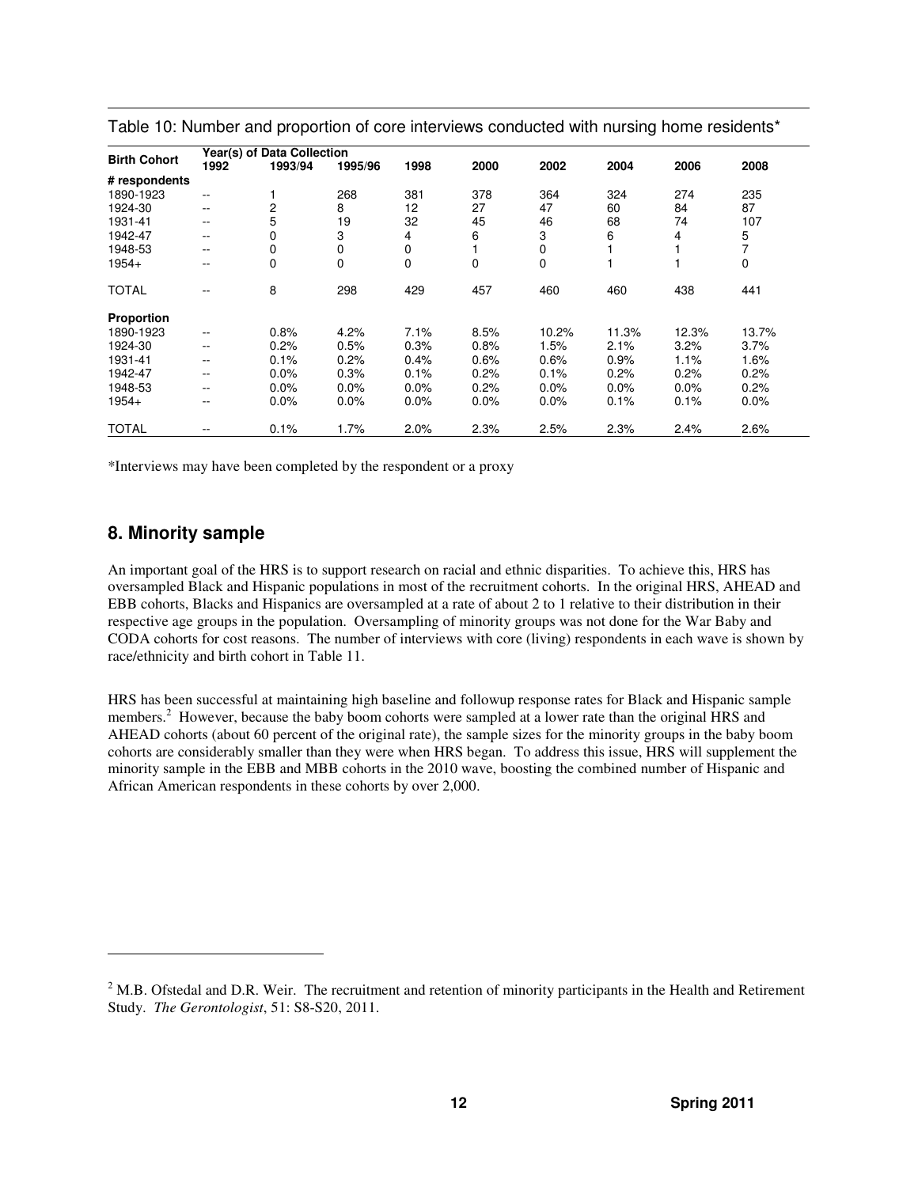Table 10: Number and proportion of core interviews conducted with nursing home residents*

| Birth Cohort | Year(s) of Data Collection | | | | | | | | |
|---|---|---|---|---|---|---|---|---|---|
| | 1992 | 1993/94 | 1995/96 | 1998 | 2000 | 2002 | 2004 | 2006 | 2008 |
| **# respondents** | | | | | | | | | |
| 1890-1923 | -- | 1 | 268 | 381 | 378 | 364 | 324 | 274 | 235 |
| 1924-30 | -- | 2 | 8 | 12 | 27 | 47 | 60 | 84 | 87 |
| 1931-41 | -- | 5 | 19 | 32 | 45 | 46 | 68 | 74 | 107 |
| 1942-47 | -- | 0 | 3 | 4 | 6 | 3 | 6 | 4 | 5 |
| 1948-53 | -- | 0 | 0 | 0 | 1 | 0 | 1 | 1 | 7 |
| 1954+ | -- | 0 | 0 | 0 | 0 | 0 | 1 | 1 | 0 |
| TOTAL | -- | 8 | 298 | 429 | 457 | 460 | 460 | 438 | 441 |
| **Proportion** | | | | | | | | | |
| 1890-1923 | -- | 0.8% | 4.2% | 7.1% | 8.5% | 10.2% | 11.3% | 12.3% | 13.7% |
| 1924-30 | -- | 0.2% | 0.5% | 0.3% | 0.8% | 1.5% | 2.1% | 3.2% | 3.7% |
| 1931-41 | -- | 0.1% | 0.2% | 0.4% | 0.6% | 0.6% | 0.9% | 1.1% | 1.6% |
| 1942-47 | -- | 0.0% | 0.3% | 0.1% | 0.2% | 0.1% | 0.2% | 0.2% | 0.2% |
| 1948-53 | -- | 0.0% | 0.0% | 0.0% | 0.2% | 0.0% | 0.0% | 0.0% | 0.2% |
| 1954+ | -- | 0.0% | 0.0% | 0.0% | 0.0% | 0.0% | 0.1% | 0.1% | 0.0% |
| TOTAL | -- | 0.1% | 1.7% | 2.0% | 2.3% | 2.5% | 2.3% | 2.4% | 2.6% |

*Interviews may have been completed by the respondent or a proxy

## 8. Minority sample

An important goal of the HRS is to support research on racial and ethnic disparities. To achieve this, HRS has oversampled Black and Hispanic populations in most of the recruitment cohorts. In the original HRS, AHEAD and EBB cohorts, Blacks and Hispanics are oversampled at a rate of about 2 to 1 relative to their distribution in their respective age groups in the population. Oversampling of minority groups was not done for the War Baby and CODA cohorts for cost reasons. The number of interviews with core (living) respondents in each wave is shown by race/ethnicity and birth cohort in Table 11.

HRS has been successful at maintaining high baseline and followup response rates for Black and Hispanic sample members.[2] However, because the baby boom cohorts were sampled at a lower rate than the original HRS and AHEAD cohorts (about 60 percent of the original rate), the sample sizes for the minority groups in the baby boom cohorts are considerably smaller than they were when HRS began. To address this issue, HRS will supplement the minority sample in the EBB and MBB cohorts in the 2010 wave, boosting the combined number of Hispanic and African American respondents in these cohorts by over 2,000.

[2] M.B. Ofstedal and D.R. Weir. The recruitment and retention of minority participants in the Health and Retirement Study. *The Gerontologist*, 51: S8-S20, 2011.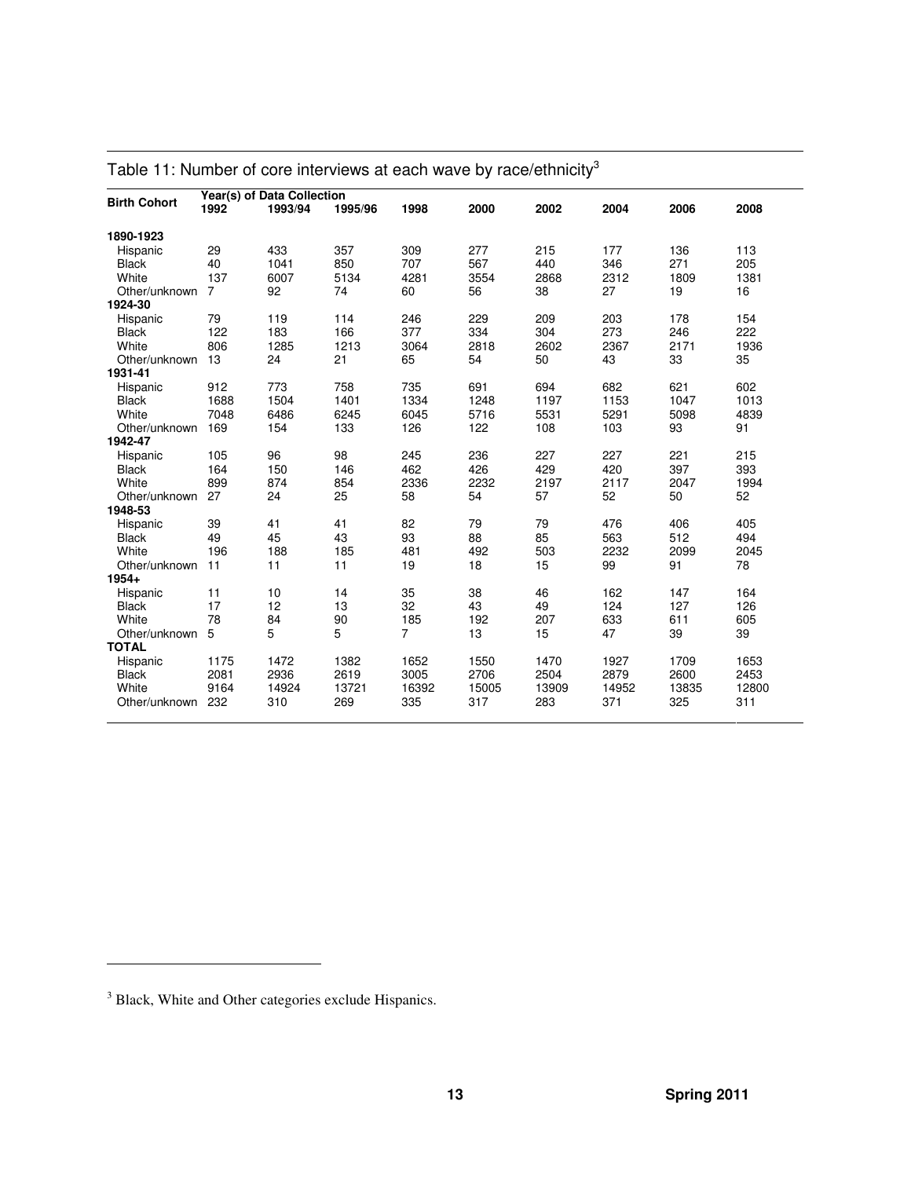Table 11: Number of core interviews at each wave by race/ethnicity[3]

| Birth Cohort | Year(s) of Data Collection 1992 | 1993/94 | 1995/96 | 1998 | 2000 | 2002 | 2004 | 2006 | 2008 |
|---|---|---|---|---|---|---|---|---|---|
| **1890-1923** | | | | | | | | | |
| Hispanic | 29 | 433 | 357 | 309 | 277 | 215 | 177 | 136 | 113 |
| Black | 40 | 1041 | 850 | 707 | 567 | 440 | 346 | 271 | 205 |
| White | 137 | 6007 | 5134 | 4281 | 3554 | 2868 | 2312 | 1809 | 1381 |
| Other/unknown | 7 | 92 | 74 | 60 | 56 | 38 | 27 | 19 | 16 |
| **1924-30** | | | | | | | | | |
| Hispanic | 79 | 119 | 114 | 246 | 229 | 209 | 203 | 178 | 154 |
| Black | 122 | 183 | 166 | 377 | 334 | 304 | 273 | 246 | 222 |
| White | 806 | 1285 | 1213 | 3064 | 2818 | 2602 | 2367 | 2171 | 1936 |
| Other/unknown | 13 | 24 | 21 | 65 | 54 | 50 | 43 | 33 | 35 |
| **1931-41** | | | | | | | | | |
| Hispanic | 912 | 773 | 758 | 735 | 691 | 694 | 682 | 621 | 602 |
| Black | 1688 | 1504 | 1401 | 1334 | 1248 | 1197 | 1153 | 1047 | 1013 |
| White | 7048 | 6486 | 6245 | 6045 | 5716 | 5531 | 5291 | 5098 | 4839 |
| Other/unknown | 169 | 154 | 133 | 126 | 122 | 108 | 103 | 93 | 91 |
| **1942-47** | | | | | | | | | |
| Hispanic | 105 | 96 | 98 | 245 | 236 | 227 | 227 | 221 | 215 |
| Black | 164 | 150 | 146 | 462 | 426 | 429 | 420 | 397 | 393 |
| White | 899 | 874 | 854 | 2336 | 2232 | 2197 | 2117 | 2047 | 1994 |
| Other/unknown | 27 | 24 | 25 | 58 | 54 | 57 | 52 | 50 | 52 |
| **1948-53** | | | | | | | | | |
| Hispanic | 39 | 41 | 41 | 82 | 79 | 79 | 476 | 406 | 405 |
| Black | 49 | 45 | 43 | 93 | 88 | 85 | 563 | 512 | 494 |
| White | 196 | 188 | 185 | 481 | 492 | 503 | 2232 | 2099 | 2045 |
| Other/unknown | 11 | 11 | 11 | 19 | 18 | 15 | 99 | 91 | 78 |
| **1954+** | | | | | | | | | |
| Hispanic | 11 | 10 | 14 | 35 | 38 | 46 | 162 | 147 | 164 |
| Black | 17 | 12 | 13 | 32 | 43 | 49 | 124 | 127 | 126 |
| White | 78 | 84 | 90 | 185 | 192 | 207 | 633 | 611 | 605 |
| Other/unknown | 5 | 5 | 5 | 7 | 13 | 15 | 47 | 39 | 39 |
| **TOTAL** | | | | | | | | | |
| Hispanic | 1175 | 1472 | 1382 | 1652 | 1550 | 1470 | 1927 | 1709 | 1653 |
| Black | 2081 | 2936 | 2619 | 3005 | 2706 | 2504 | 2879 | 2600 | 2453 |
| White | 9164 | 14924 | 13721 | 16392 | 15005 | 13909 | 14952 | 13835 | 12800 |
| Other/unknown | 232 | 310 | 269 | 335 | 317 | 283 | 371 | 325 | 311 |

[3] Black, White and Other categories exclude Hispanics.